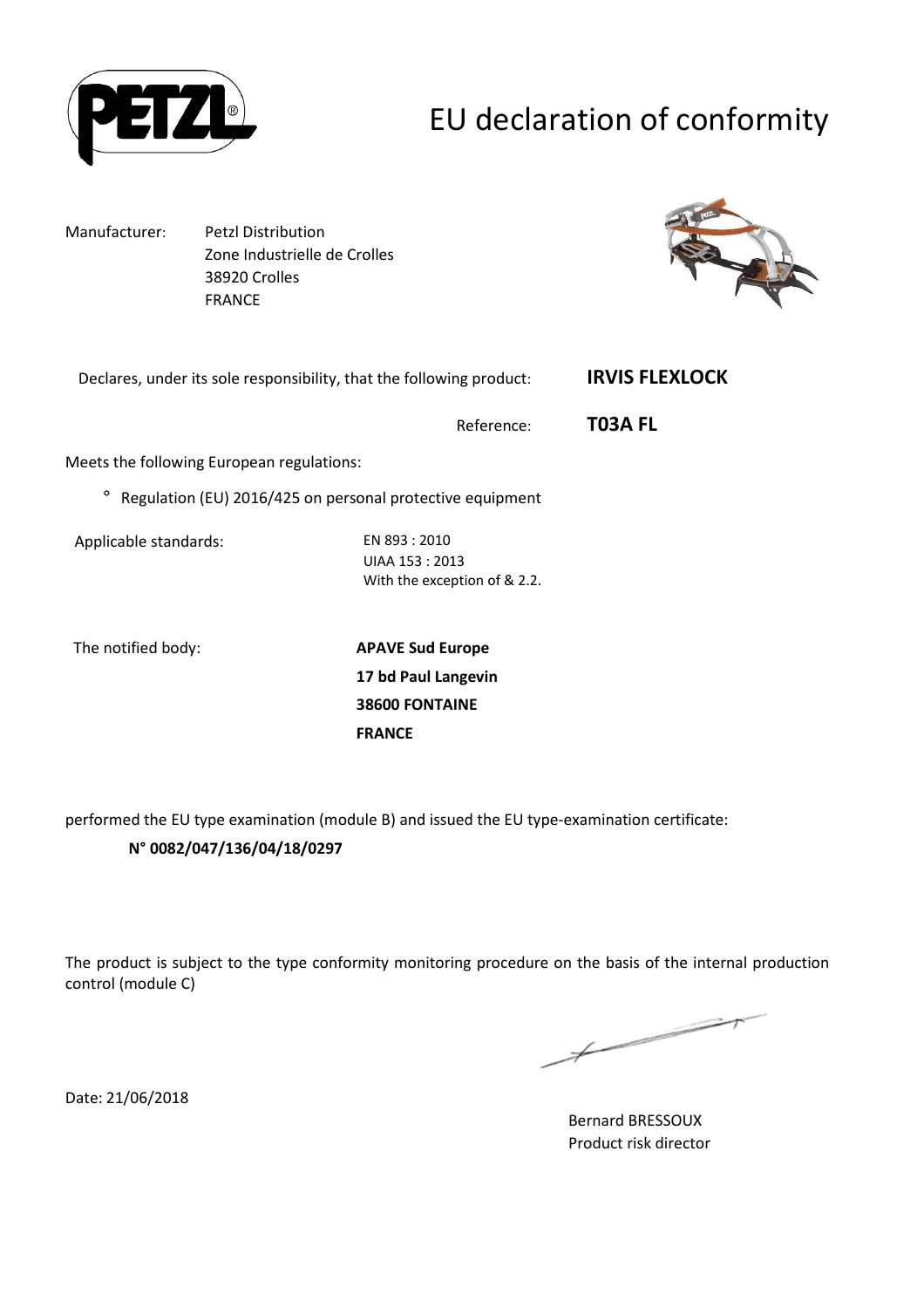# EU declaration of conformity

Manufacturer: Petzl Distribution
Zone Industrielle de Crolles
38920 Crolles
FRANCE

Declares, under its sole responsibility, that the following product: **IRVIS FLEXLOCK**

Reference: **T03A FL**

Meets the following European regulations:

° Regulation (EU) 2016/425 on personal protective equipment

Applicable standards: EN 893 : 2010
UIAA 153 : 2013
With the exception of & 2.2.

The notified body: **APAVE Sud Europe**
**17 bd Paul Langevin**
**38600 FONTAINE**
**FRANCE**

performed the EU type examination (module B) and issued the EU type-examination certificate:

**N° 0082/047/136/04/18/0297**

The product is subject to the type conformity monitoring procedure on the basis of the internal production control (module C)

Date: 21/06/2018

Bernard BRESSOUX
Product risk director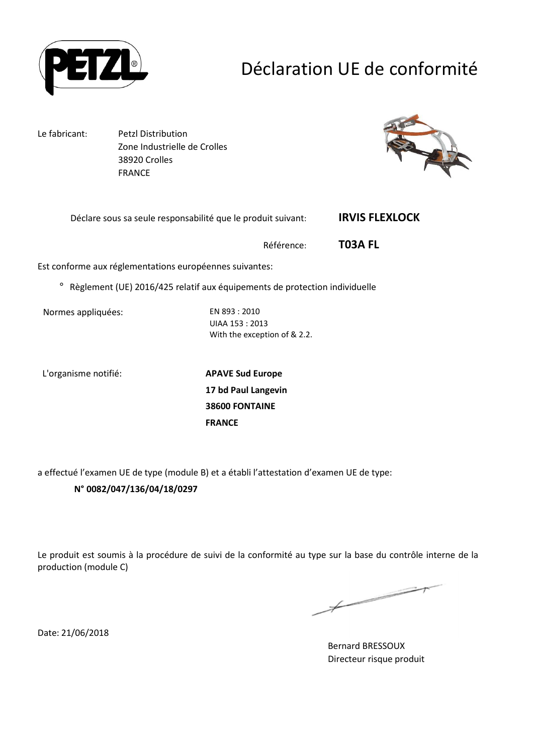# Déclaration UE de conformité

Le fabricant: Petzl Distribution
Zone Industrielle de Crolles
38920 Crolles
FRANCE

Déclare sous sa seule responsabilité que le produit suivant: **IRVIS FLEXLOCK**

Référence: **T03A FL**

Est conforme aux réglementations européennes suivantes:

° Règlement (UE) 2016/425 relatif aux équipements de protection individuelle

Normes appliquées: EN 893 : 2010
UIAA 153 : 2013
With the exception of & 2.2.

L'organisme notifié: **APAVE Sud Europe**
**17 bd Paul Langevin**
**38600 FONTAINE**
**FRANCE**

a effectué l'examen UE de type (module B) et a établi l'attestation d'examen UE de type:

**N° 0082/047/136/04/18/0297**

Le produit est soumis à la procédure de suivi de la conformité au type sur la base du contrôle interne de la production (module C)

Date: 21/06/2018

Bernard BRESSOUX
Directeur risque produit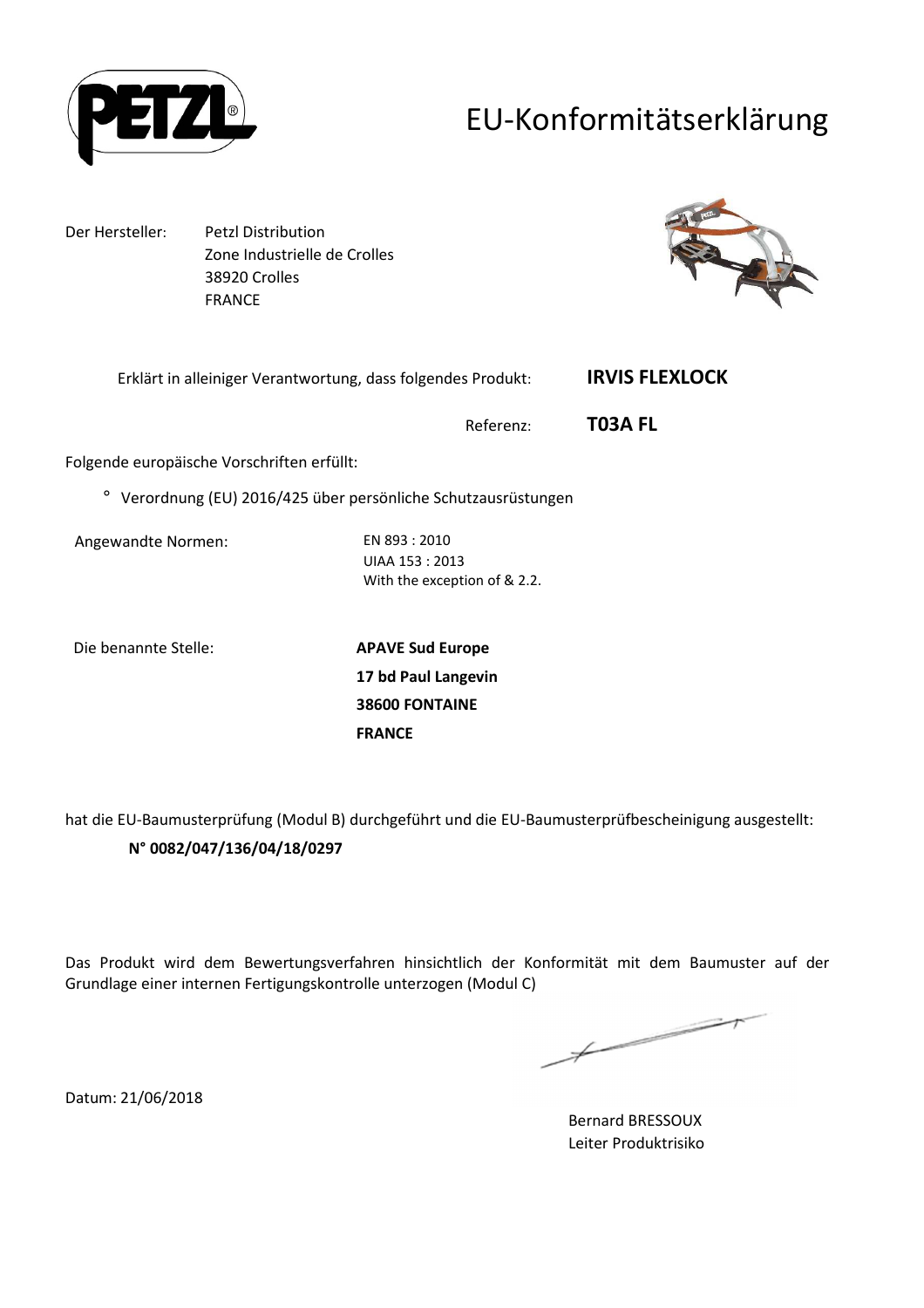# EU-Konformitätserklärung

Der Hersteller: Petzl Distribution
Zone Industrielle de Crolles
38920 Crolles
FRANCE

Erklärt in alleiniger Verantwortung, dass folgendes Produkt: **IRVIS FLEXLOCK**

Referenz: **T03A FL**

Folgende europäische Vorschriften erfüllt:

° Verordnung (EU) 2016/425 über persönliche Schutzausrüstungen

Angewandte Normen: EN 893 : 2010
UIAA 153 : 2013
With the exception of & 2.2.

Die benannte Stelle: **APAVE Sud Europe**
**17 bd Paul Langevin**
**38600 FONTAINE**
**FRANCE**

hat die EU-Baumusterprüfung (Modul B) durchgeführt und die EU-Baumusterprüfbescheinigung ausgestellt:

**N° 0082/047/136/04/18/0297**

Das Produkt wird dem Bewertungsverfahren hinsichtlich der Konformität mit dem Baumuster auf der Grundlage einer internen Fertigungskontrolle unterzogen (Modul C)

Datum: 21/06/2018

Bernard BRESSOUX
Leiter Produktrisiko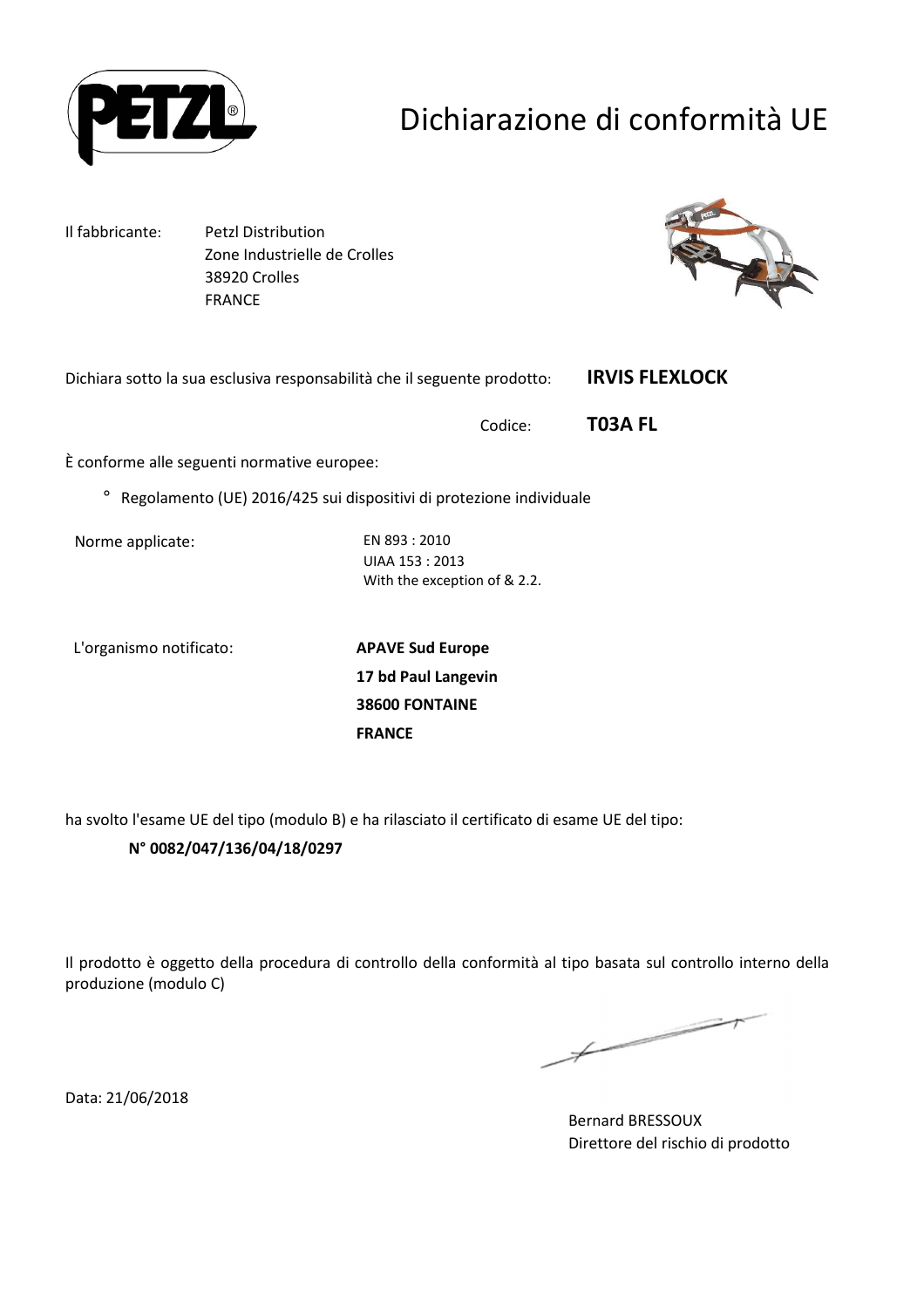# Dichiarazione di conformità UE

Il fabbricante: Petzl Distribution  
Zone Industrielle de Crolles  
38920 Crolles  
FRANCE

Dichiara sotto la sua esclusiva responsabilità che il seguente prodotto: **IRVIS FLEXLOCK**

Codice: **T03A FL**

È conforme alle seguenti normative europee:

° Regolamento (UE) 2016/425 sui dispositivi di protezione individuale

Norme applicate:

EN 893 : 2010  
UIAA 153 : 2013  
With the exception of & 2.2.

L'organismo notificato:

**APAVE Sud Europe**  
**17 bd Paul Langevin**  
**38600 FONTAINE**  
**FRANCE**

ha svolto l'esame UE del tipo (modulo B) e ha rilasciato il certificato di esame UE del tipo:

**N° 0082/047/136/04/18/0297**

Il prodotto è oggetto della procedura di controllo della conformità al tipo basata sul controllo interno della produzione (modulo C)

Data: 21/06/2018

Bernard BRESSOUX  
Direttore del rischio di prodotto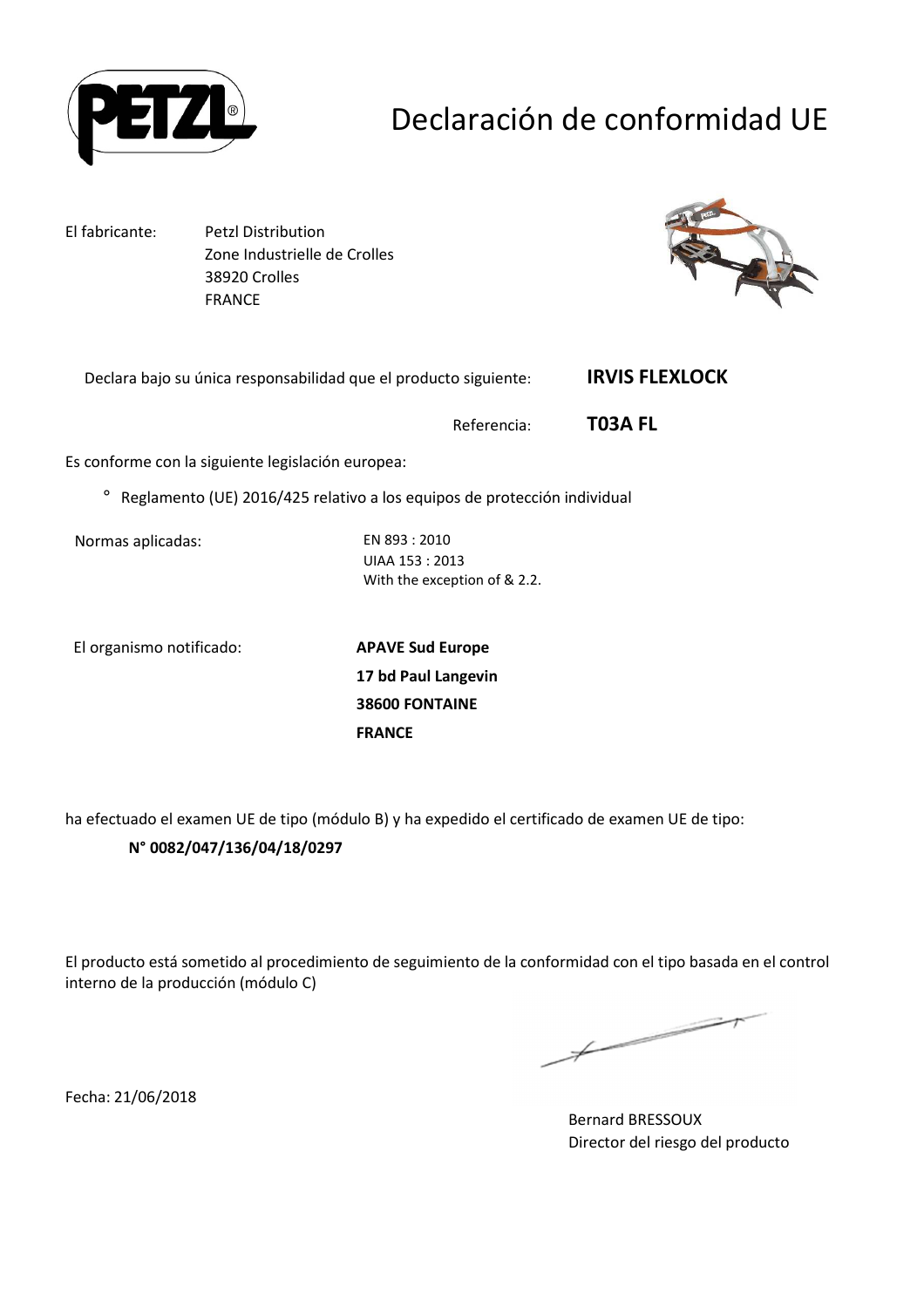# Declaración de conformidad UE

El fabricante: Petzl Distribution
Zone Industrielle de Crolles
38920 Crolles
FRANCE

Declara bajo su única responsabilidad que el producto siguiente: **IRVIS FLEXLOCK**

Referencia: **T03A FL**

Es conforme con la siguiente legislación europea:

- Reglamento (UE) 2016/425 relativo a los equipos de protección individual

Normas aplicadas:
EN 893 : 2010
UIAA 153 : 2013
With the exception of & 2.2.

El organismo notificado:
**APAVE Sud Europe**
**17 bd Paul Langevin**
**38600 FONTAINE**
**FRANCE**

ha efectuado el examen UE de tipo (módulo B) y ha expedido el certificado de examen UE de tipo:

**N° 0082/047/136/04/18/0297**

El producto está sometido al procedimiento de seguimiento de la conformidad con el tipo basada en el control interno de la producción (módulo C)

Fecha: 21/06/2018

Bernard BRESSOUX
Director del riesgo del producto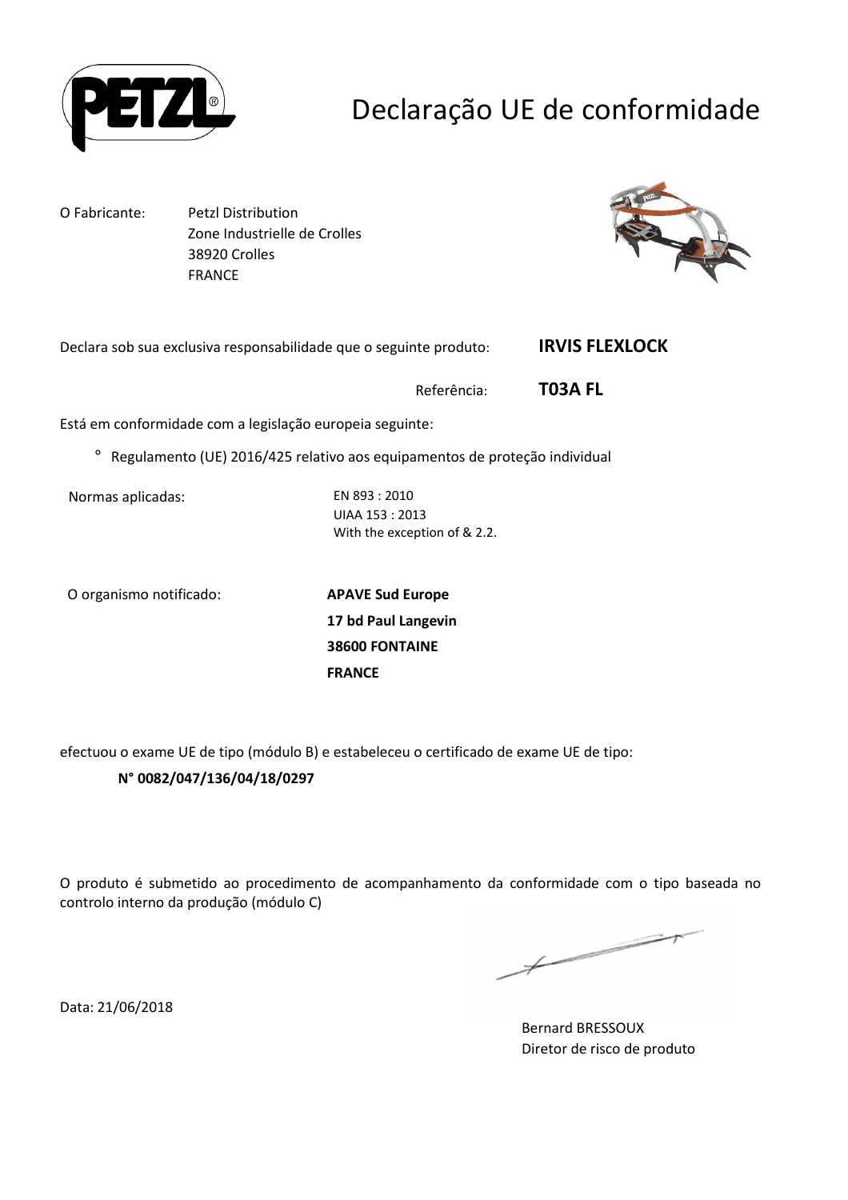# Declaração UE de conformidade

O Fabricante: Petzl Distribution
Zone Industrielle de Crolles
38920 Crolles
FRANCE

Declara sob sua exclusiva responsabilidade que o seguinte produto: **IRVIS FLEXLOCK**

Referência: **T03A FL**

Está em conformidade com a legislação europeia seguinte:

- Regulamento (UE) 2016/425 relativo aos equipamentos de proteção individual

Normas aplicadas:
EN 893 : 2010
UIAA 153 : 2013
With the exception of & 2.2.

O organismo notificado:
**APAVE Sud Europe**
**17 bd Paul Langevin**
**38600 FONTAINE**
**FRANCE**

efectuou o exame UE de tipo (módulo B) e estabeleceu o certificado de exame UE de tipo:

**N° 0082/047/136/04/18/0297**

O produto é submetido ao procedimento de acompanhamento da conformidade com o tipo baseada no controlo interno da produção (módulo C)

Data: 21/06/2018

Bernard BRESSOUX
Diretor de risco de produto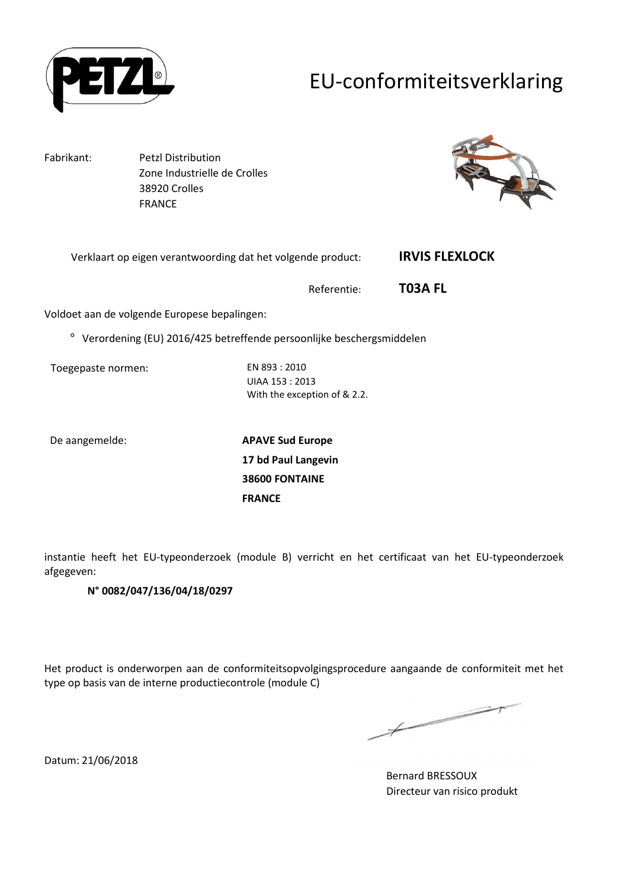# EU-conformiteitsverklaring

Fabrikant: Petzl Distribution
Zone Industrielle de Crolles
38920 Crolles
FRANCE

Verklaart op eigen verantwoording dat het volgende product: **IRVIS FLEXLOCK**

Referentie: **T03A FL**

Voldoet aan de volgende Europese bepalingen:

° Verordening (EU) 2016/425 betreffende persoonlijke beschergsmiddelen

Toegepaste normen: EN 893 : 2010
UIAA 153 : 2013
With the exception of & 2.2.

De aangemelde: **APAVE Sud Europe**
**17 bd Paul Langevin**
**38600 FONTAINE**
**FRANCE**

instantie heeft het EU-typeonderzoek (module B) verricht en het certificaat van het EU-typeonderzoek afgegeven:

**N° 0082/047/136/04/18/0297**

Het product is onderworpen aan de conformiteitsopvolgingsprocedure aangaande de conformiteit met het type op basis van de interne productiecontrole (module C)

Datum: 21/06/2018

Bernard BRESSOUX
Directeur van risico produkt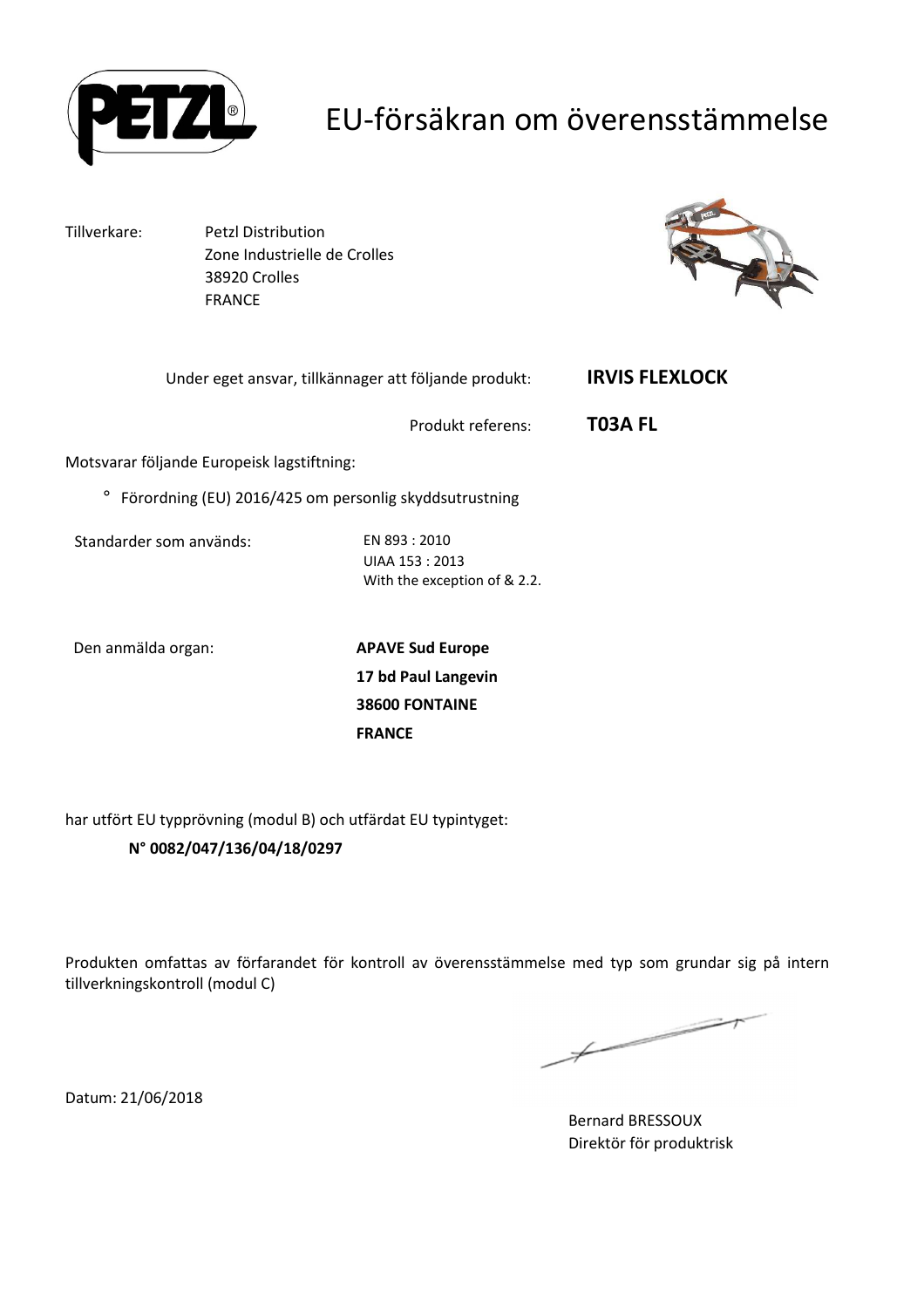# EU-försäkran om överensstämmelse

Tillverkare: Petzl Distribution
Zone Industrielle de Crolles
38920 Crolles
FRANCE

Under eget ansvar, tillkännager att följande produkt: **IRVIS FLEXLOCK**

Produkt referens: **T03A FL**

Motsvarar följande Europeisk lagstiftning:

° Förordning (EU) 2016/425 om personlig skyddsutrustning

Standarder som används:
EN 893 : 2010
UIAA 153 : 2013
With the exception of & 2.2.

Den anmälda organ:
**APAVE Sud Europe**
**17 bd Paul Langevin**
**38600 FONTAINE**
**FRANCE**

har utfört EU typprövning (modul B) och utfärdat EU typintyget:

**N° 0082/047/136/04/18/0297**

Produkten omfattas av förfarandet för kontroll av överensstämmelse med typ som grundar sig på intern tillverkningskontroll (modul C)

Datum: 21/06/2018

Bernard BRESSOUX
Direktör för produktrisk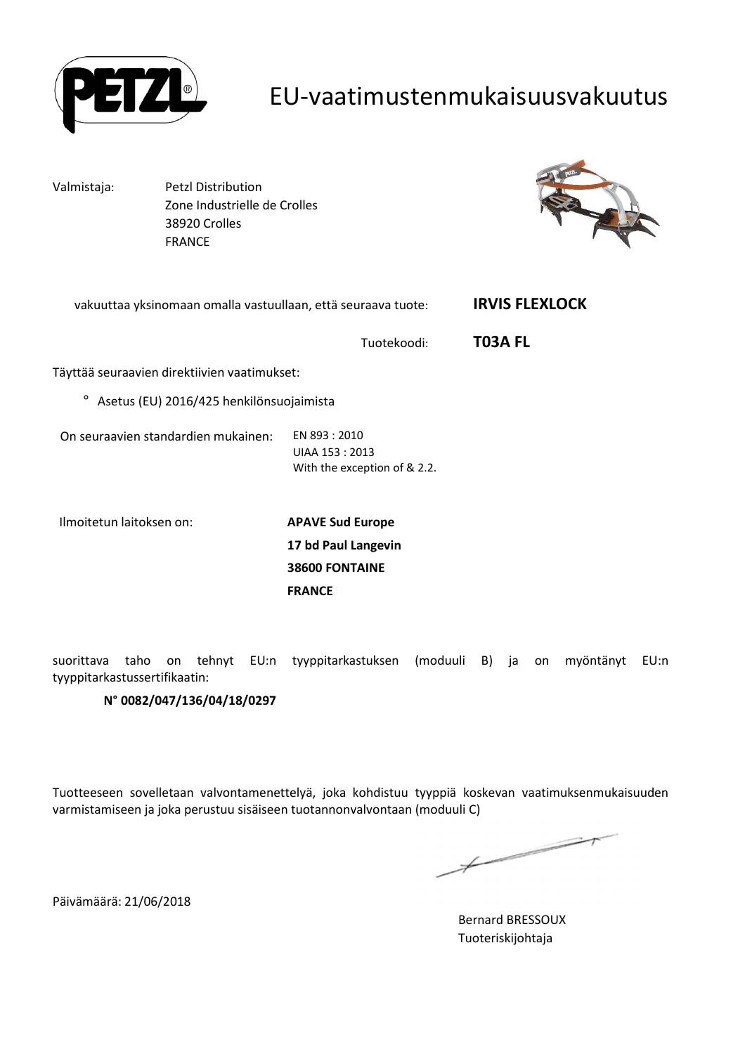# EU-vaatimustenmukaisuusvakuutus

Valmistaja: Petzl Distribution
Zone Industrielle de Crolles
38920 Crolles
FRANCE

vakuuttaa yksinomaan omalla vastuullaan, että seuraava tuote: **IRVIS FLEXLOCK**

Tuotekoodi: **T03A FL**

Täyttää seuraavien direktiivien vaatimukset:

° Asetus (EU) 2016/425 henkilönsuojaimista

On seuraavien standardien mukainen: EN 893 : 2010
UIAA 153 : 2013
With the exception of & 2.2.

Ilmoitetun laitoksen on: **APAVE Sud Europe**
**17 bd Paul Langevin**
**38600 FONTAINE**
**FRANCE**

suorittava taho on tehnyt EU:n tyyppitarkastuksen (moduuli B) ja on myöntänyt EU:n tyyppitarkastussertifikaatin:

**N° 0082/047/136/04/18/0297**

Tuotteeseen sovelletaan valvontamenettelyä, joka kohdistuu tyyppiä koskevan vaatimuksenmukaisuuden varmistamiseen ja joka perustuu sisäiseen tuotannonvalvontaan (moduuli C)

Päivämäärä: 21/06/2018

Bernard BRESSOUX
Tuoteriskijohtaja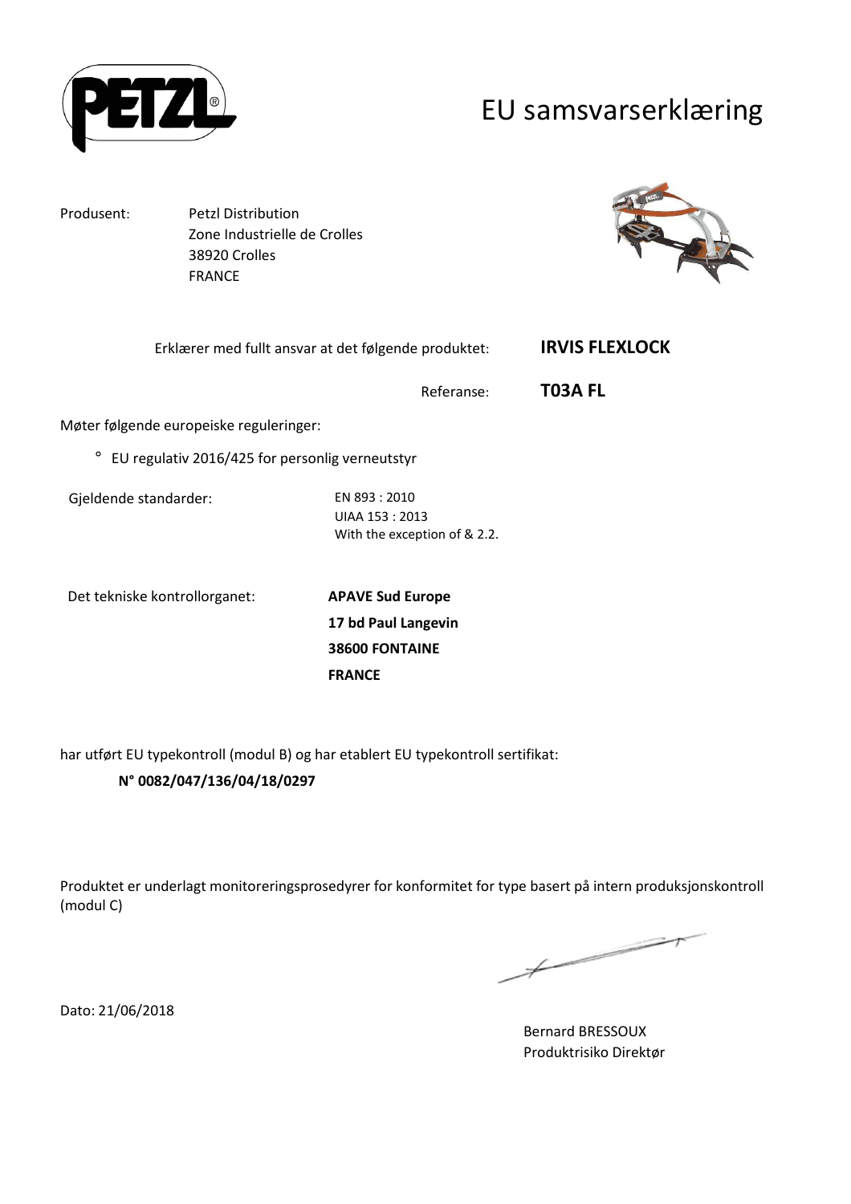# EU samsvarserklæring

Produsent: Petzl Distribution
Zone Industrielle de Crolles
38920 Crolles
FRANCE

Erklærer med fullt ansvar at det følgende produktet: **IRVIS FLEXLOCK**

Referanse: **T03A FL**

Møter følgende europeiske reguleringer:

° EU regulativ 2016/425 for personlig verneutstyr

Gjeldende standarder:
EN 893 : 2010
UIAA 153 : 2013
With the exception of & 2.2.

Det tekniske kontrollorganet:
**APAVE Sud Europe**
**17 bd Paul Langevin**
**38600 FONTAINE**
**FRANCE**

har utført EU typekontroll (modul B) og har etablert EU typekontroll sertifikat:

**N° 0082/047/136/04/18/0297**

Produktet er underlagt monitoreringsprosedyrer for konformitet for type basert på intern produksjonskontroll (modul C)

Dato: 21/06/2018

Bernard BRESSOUX
Produktrisiko Direktør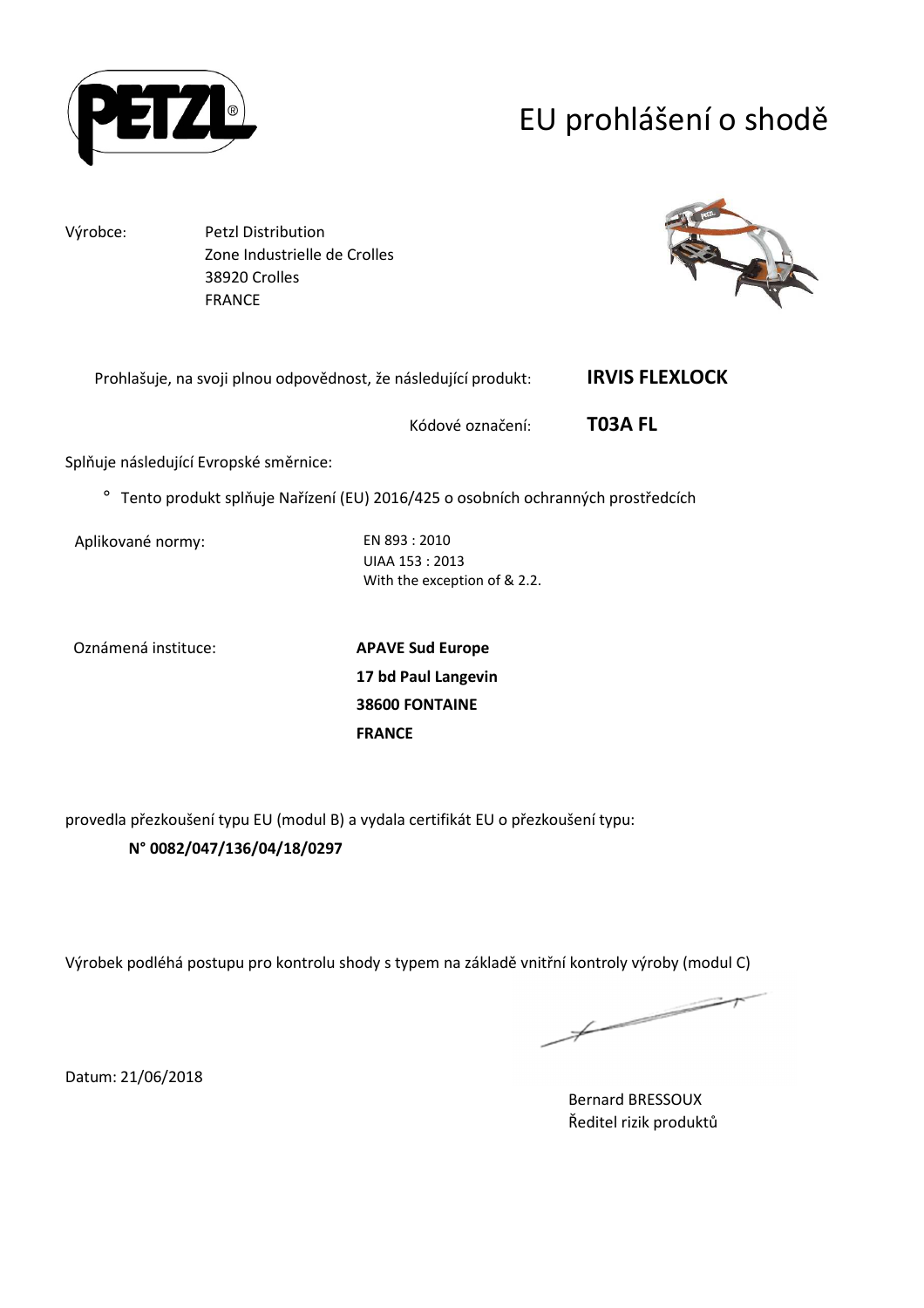# EU prohlášení o shodě

Výrobce: Petzl Distribution
Zone Industrielle de Crolles
38920 Crolles
FRANCE

Prohlašuje, na svoji plnou odpovědnost, že následující produkt: **IRVIS FLEXLOCK**

Kódové označení: **T03A FL**

Splňuje následující Evropské směrnice:

° Tento produkt splňuje Nařízení (EU) 2016/425 o osobních ochranných prostředcích

Aplikované normy:
EN 893 : 2010
UIAA 153 : 2013
With the exception of & 2.2.

Oznámená instituce:
**APAVE Sud Europe**
**17 bd Paul Langevin**
**38600 FONTAINE**
**FRANCE**

provedla přezkoušení typu EU (modul B) a vydala certifikát EU o přezkoušení typu:

**N° 0082/047/136/04/18/0297**

Výrobek podléhá postupu pro kontrolu shody s typem na základě vnitřní kontroly výroby (modul C)

Datum: 21/06/2018

Bernard BRESSOUX
Ředitel rizik produktů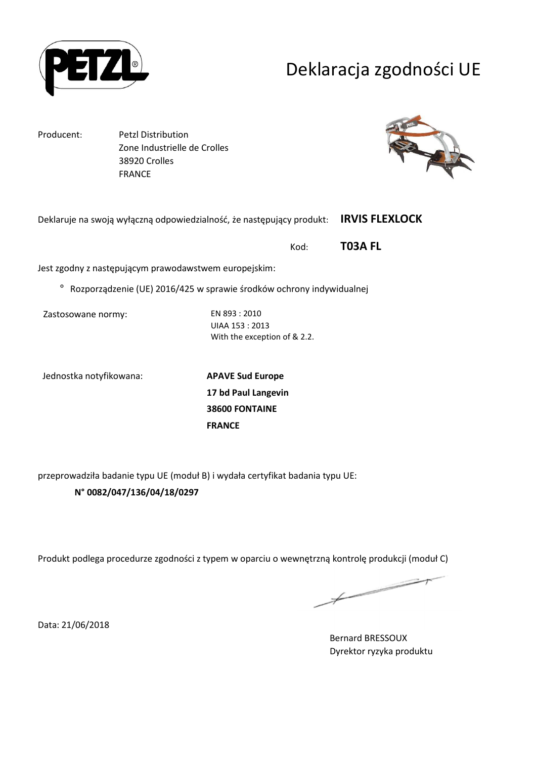# Deklaracja zgodności UE

Producent: Petzl Distribution
Zone Industrielle de Crolles
38920 Crolles
FRANCE

Deklaruje na swoją wyłączną odpowiedzialność, że następujący produkt: **IRVIS FLEXLOCK**

Kod: **T03A FL**

Jest zgodny z następującym prawodawstwem europejskim:

° Rozporządzenie (UE) 2016/425 w sprawie środków ochrony indywidualnej

Zastosowane normy:
EN 893 : 2010
UIAA 153 : 2013
With the exception of & 2.2.

Jednostka notyfikowana:
**APAVE Sud Europe**
**17 bd Paul Langevin**
**38600 FONTAINE**
**FRANCE**

przeprowadziła badanie typu UE (moduł B) i wydała certyfikat badania typu UE:

**N° 0082/047/136/04/18/0297**

Produkt podlega procedurze zgodności z typem w oparciu o wewnętrzną kontrolę produkcji (moduł C)

Data: 21/06/2018

Bernard BRESSOUX
Dyrektor ryzyka produktu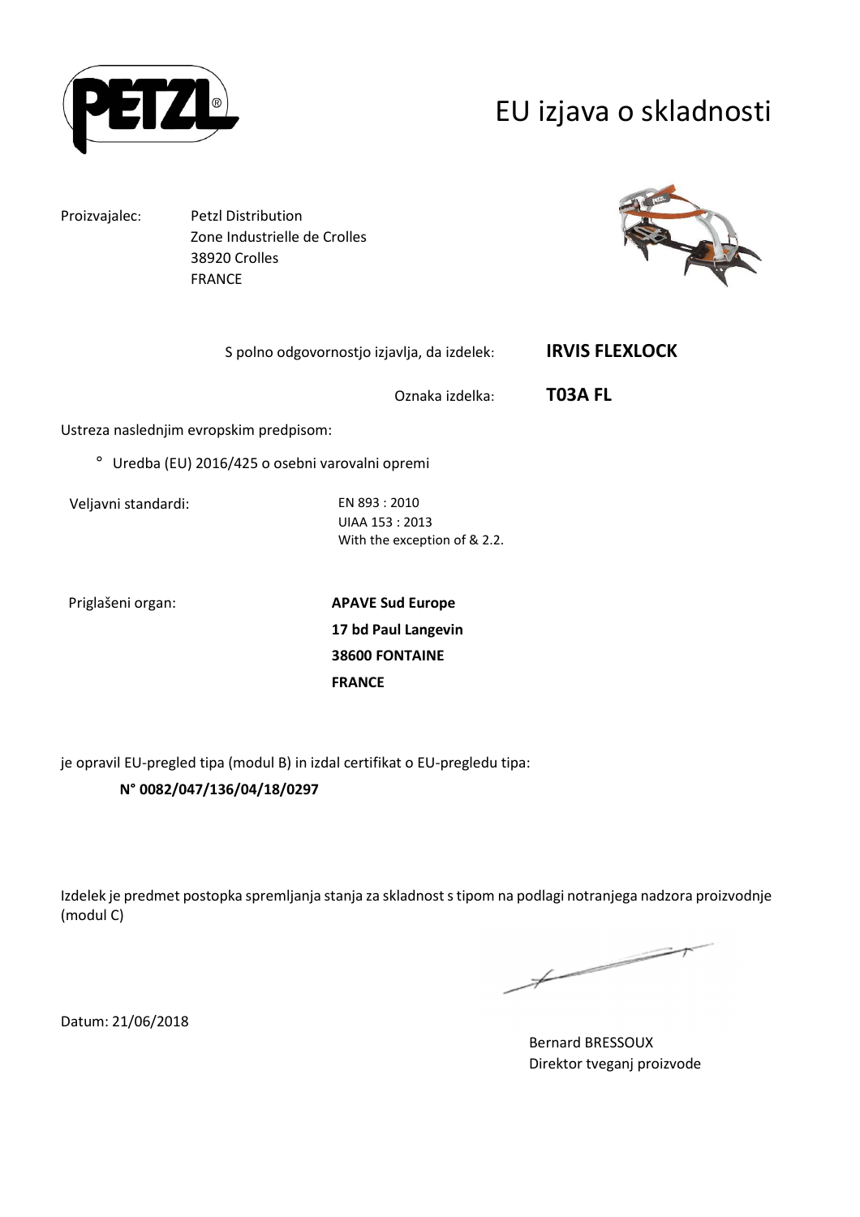# EU izjava o skladnosti

Proizvajalec: Petzl Distribution
Zone Industrielle de Crolles
38920 Crolles
FRANCE

S polno odgovornostjo izjavlja, da izdelek: **IRVIS FLEXLOCK**

Oznaka izdelka: **T03A FL**

Ustreza naslednjim evropskim predpisom:

- Uredba (EU) 2016/425 o osebni varovalni opremi

Veljavni standardi: EN 893 : 2010
UIAA 153 : 2013
With the exception of & 2.2.

Priglašeni organ: **APAVE Sud Europe**
**17 bd Paul Langevin**
**38600 FONTAINE**
**FRANCE**

je opravil EU-pregled tipa (modul B) in izdal certifikat o EU-pregledu tipa:

**N° 0082/047/136/04/18/0297**

Izdelek je predmet postopka spremljanja stanja za skladnost s tipom na podlagi notranjega nadzora proizvodnje (modul C)

Datum: 21/06/2018

Bernard BRESSOUX
Direktor tveganj proizvode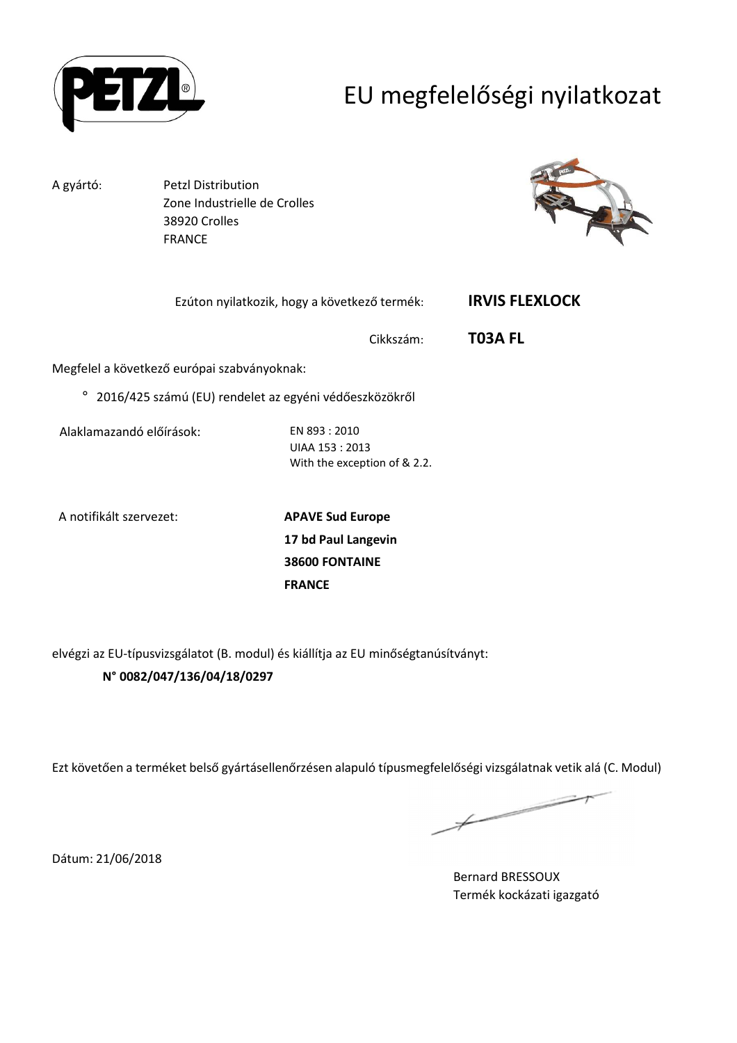# EU megfelelőségi nyilatkozat

A gyártó: Petzl Distribution
Zone Industrielle de Crolles
38920 Crolles
FRANCE

Ezúton nyilatkozik, hogy a következő termék: **IRVIS FLEXLOCK**

Cikkszám: **T03A FL**

Megfelel a következő európai szabványoknak:

° 2016/425 számú (EU) rendelet az egyéni védőeszközökről

Alaklamazandó előírások: EN 893 : 2010
UIAA 153 : 2013
With the exception of & 2.2.

A notifikált szervezet: **APAVE Sud Europe**
**17 bd Paul Langevin**
**38600 FONTAINE**
**FRANCE**

elvégzi az EU-típusvizsgálatot (B. modul) és kiállítja az EU minőségtanúsítványt:

**N° 0082/047/136/04/18/0297**

Ezt követően a terméket belső gyártásellenőrzésen alapuló típusmegfelelőségi vizsgálatnak vetik alá (C. Modul)

Dátum: 21/06/2018

Bernard BRESSOUX
Termék kockázati igazgató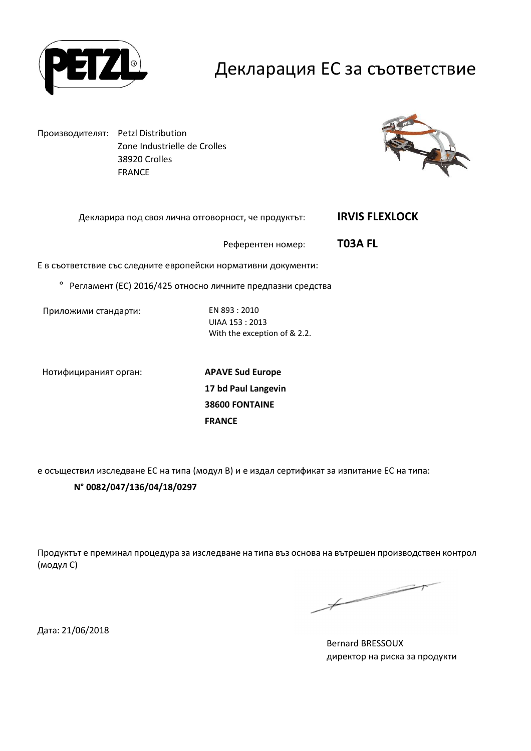# Декларация ЕС за съответствие

Производителят: Petzl Distribution
Zone Industrielle de Crolles
38920 Crolles
FRANCE

Декларира под своя лична отговорност, че продуктът: **IRVIS FLEXLOCK**

Референтен номер: **T03A FL**

Е в съответствие със следните европейски нормативни документи:

- Регламент (ЕС) 2016/425 относно личните предпазни средства

Приложими стандарти:
EN 893 : 2010
UIAA 153 : 2013
With the exception of & 2.2.

Нотифицираният орган:
**APAVE Sud Europe**
**17 bd Paul Langevin**
**38600 FONTAINE**
**FRANCE**

е осъществил изследване ЕС на типа (модул B) и е издал сертификат за изпитание ЕС на типа:

**N° 0082/047/136/04/18/0297**

Продуктът е преминал процедура за изследване на типа въз основа на вътрешен производствен контрол (модул C)

Дата: 21/06/2018

Bernard BRESSOUX
директор на риска за продукти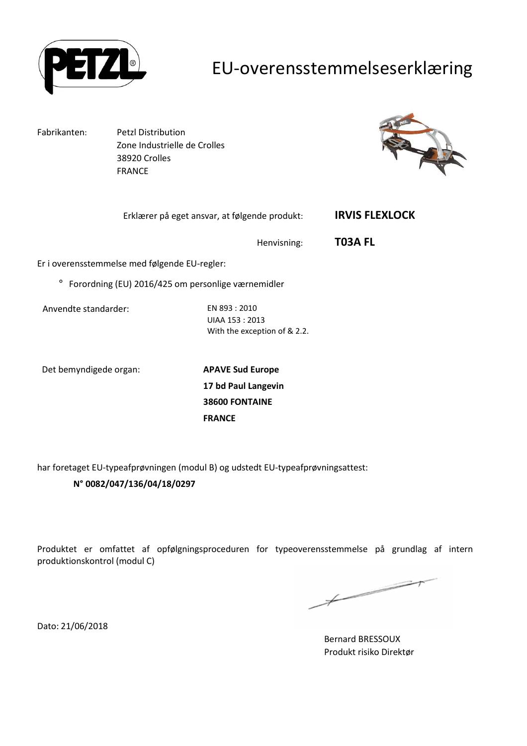# EU-overensstemmelseserklæring

Fabrikanten: Petzl Distribution
Zone Industrielle de Crolles
38920 Crolles
FRANCE

Erklærer på eget ansvar, at følgende produkt: **IRVIS FLEXLOCK**

Henvisning: **T03A FL**

Er i overensstemmelse med følgende EU-regler:

- Forordning (EU) 2016/425 om personlige værnemidler

Anvendte standarder:
EN 893 : 2010
UIAA 153 : 2013
With the exception of & 2.2.

Det bemyndigede organ:
**APAVE Sud Europe**
**17 bd Paul Langevin**
**38600 FONTAINE**
**FRANCE**

har foretaget EU-typeafprøvningen (modul B) og udstedt EU-typeafprøvningsattest:

**N° 0082/047/136/04/18/0297**

Produktet er omfattet af opfølgningsproceduren for typeoverensstemmelse på grundlag af intern produktionskontrol (modul C)

Dato: 21/06/2018

Bernard BRESSOUX
Produkt risiko Direktør